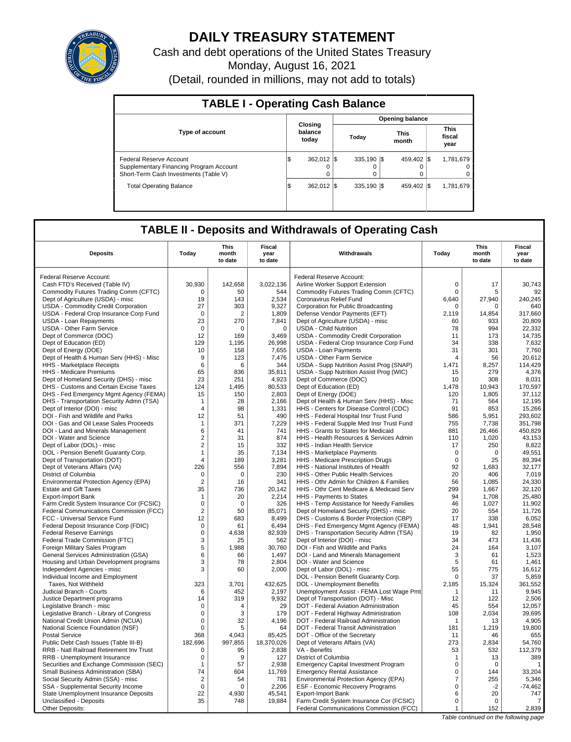# DAILY TREASURY STATEMENT

Cash and debt operations of the United States Treasury

Monday, August 16, 2021

(Detail, rounded in millions, may not add to totals)

## TABLE I - Operating Cash Balance

| Type of account | Closing balance today | Opening balance Today | Opening balance This month | Opening balance This fiscal year |
|---|---|---|---|---|
| Federal Reserve Account | $ 362,012 | $ 335,190 | $ 459,402 | $ 1,781,679 |
| Supplementary Financing Program Account | 0 | 0 | 0 | 0 |
| Short-Term Cash Investments (Table V) | 0 | 0 | 0 | 0 |
| Total Operating Balance | $ 362,012 | $ 335,190 | $ 459,402 | $ 1,781,679 |

## TABLE II - Deposits and Withdrawals of Operating Cash

| Deposits | Today | This month to date | Fiscal year to date | Withdrawals | Today | This month to date | Fiscal year to date |
|---|---|---|---|---|---|---|---|
| Federal Reserve Account: | | | | Federal Reserve Account: | | | |
| Cash FTD's Received (Table IV) | 30,930 | 142,658 | 3,022,136 | Airline Worker Support Extension | 0 | 17 | 30,743 |
| Commodity Futures Trading Comm (CFTC) | 0 | 50 | 544 | Commodity Futures Trading Comm (CFTC) | 0 | 5 | 92 |
| Dept of Agriculture (USDA) - misc | 19 | 143 | 2,534 | Coronavirus Relief Fund | 6,640 | 27,940 | 240,245 |
| USDA - Commodity Credit Corporation | 27 | 303 | 9,327 | Corporation for Public Broadcasting | 0 | 0 | 640 |
| USDA - Federal Crop Insurance Corp Fund | 0 | 2 | 1,809 | Defense Vendor Payments (EFT) | 2,119 | 14,854 | 317,660 |
| USDA - Loan Repayments | 23 | 270 | 7,841 | Dept of Agriculture (USDA) - misc | 60 | 933 | 20,809 |
| USDA - Other Farm Service | 0 | 0 | 0 | USDA - Child Nutrition | 78 | 994 | 22,332 |
| Dept of Commerce (DOC) | 12 | 169 | 3,469 | USDA - Commodity Credit Corporation | 11 | 173 | 14,735 |
| Dept of Education (ED) | 129 | 1,195 | 26,998 | USDA - Federal Crop Insurance Corp Fund | 34 | 338 | 7,632 |
| Dept of Energy (DOE) | 10 | 158 | 7,655 | USDA - Loan Payments | 31 | 301 | 7,760 |
| Dept of Health & Human Serv (HHS) - Misc | 9 | 123 | 7,476 | USDA - Other Farm Service | 4 | 56 | 20,612 |
| HHS - Marketplace Receipts | 6 | 6 | 344 | USDA - Supp Nutrition Assist Prog (SNAP) | 1,471 | 8,257 | 114,429 |
| HHS - Medicare Premiums | 65 | 836 | 35,811 | USDA - Supp Nutrition Assist Prog (WIC) | 15 | 279 | 4,376 |
| Dept of Homeland Security (DHS) - misc | 23 | 251 | 4,923 | Dept of Commerce (DOC) | 10 | 308 | 8,031 |
| DHS - Customs and Certain Excise Taxes | 124 | 1,495 | 80,533 | Dept of Education (ED) | 1,478 | 10,943 | 170,597 |
| DHS - Fed Emergency Mgmt Agency (FEMA) | 15 | 150 | 2,803 | Dept of Energy (DOE) | 120 | 1,805 | 37,112 |
| DHS - Transportation Security Admn (TSA) | 1 | 28 | 2,166 | Dept of Health & Human Serv (HHS) - Misc | 71 | 564 | 12,195 |
| Dept of Interior (DOI) - misc | 4 | 98 | 1,331 | HHS - Centers for Disease Control (CDC) | 91 | 853 | 15,266 |
| DOI - Fish and Wildlife and Parks | 12 | 51 | 490 | HHS - Federal Hospital Insr Trust Fund | 586 | 5,951 | 293,602 |
| DOI - Gas and Oil Lease Sales Proceeds | 1 | 371 | 7,229 | HHS - Federal Supple Med Insr Trust Fund | 755 | 7,738 | 351,798 |
| DOI - Land and Minerals Management | 6 | 41 | 741 | HHS - Grants to States for Medicaid | 881 | 26,466 | 450,829 |
| DOI - Water and Science | 2 | 31 | 874 | HHS - Health Resources & Services Admin | 110 | 1,020 | 43,153 |
| Dept of Labor (DOL) - misc | 2 | 15 | 332 | HHS - Indian Health Service | 17 | 250 | 8,822 |
| DOL - Pension Benefit Guaranty Corp. | 1 | 35 | 7,134 | HHS - Marketplace Payments | 0 | 0 | 49,551 |
| Dept of Transportation (DOT) | 4 | 189 | 3,281 | HHS - Medicare Prescription Drugs | 0 | 25 | 89,394 |
| Dept of Veterans Affairs (VA) | 226 | 556 | 7,894 | HHS - National Institutes of Health | 92 | 1,683 | 32,177 |
| District of Columbia | 0 | 0 | 230 | HHS - Other Public Health Services | 20 | 406 | 7,019 |
| Environmental Protection Agency (EPA) | 2 | 16 | 341 | HHS - Othr Admin for Children & Families | 56 | 1,085 | 24,330 |
| Estate and Gift Taxes | 35 | 736 | 20,142 | HHS - Othr Cent Medicare & Medicaid Serv | 299 | 1,667 | 32,120 |
| Export-Import Bank | 1 | 20 | 2,214 | HHS - Payments to States | 94 | 1,708 | 25,480 |
| Farm Credit System Insurance Cor (FCSIC) | 0 | 0 | 326 | HHS - Temp Assistance for Needy Families | 46 | 1,027 | 11,902 |
| Federal Communications Commission (FCC) | 2 | 50 | 85,071 | Dept of Homeland Security (DHS) - misc | 20 | 554 | 11,726 |
| FCC - Universal Service Fund | 12 | 683 | 8,499 | DHS - Customs & Border Protection (CBP) | 17 | 338 | 6,052 |
| Federal Deposit Insurance Corp (FDIC) | 0 | 61 | 6,494 | DHS - Fed Emergency Mgmt Agency (FEMA) | 48 | 1,941 | 28,548 |
| Federal Reserve Earnings | 0 | 4,638 | 82,939 | DHS - Transportation Security Admn (TSA) | 19 | 82 | 1,950 |
| Federal Trade Commission (FTC) | 3 | 25 | 562 | Dept of Interior (DOI) - misc | 34 | 473 | 11,436 |
| Foreign Military Sales Program | 5 | 1,988 | 30,760 | DOI - Fish and Wildlife and Parks | 24 | 164 | 3,107 |
| General Services Administration (GSA) | 6 | 66 | 1,497 | DOI - Land and Minerals Management | 3 | 61 | 1,523 |
| Housing and Urban Development programs | 3 | 78 | 2,804 | DOI - Water and Science | 5 | 61 | 1,461 |
| Independent Agencies - misc | 3 | 60 | 2,000 | Dept of Labor (DOL) - misc | 55 | 775 | 16,612 |
| Individual Income and Employment | | | | DOL - Pension Benefit Guaranty Corp. | 0 | 37 | 5,859 |
| Taxes, Not Withheld | 323 | 3,701 | 432,625 | DOL - Unemployment Benefits | 2,185 | 15,324 | 361,552 |
| Judicial Branch - Courts | 6 | 452 | 2,197 | Unemployment Assist - FEMA Lost Wage Pmt | 1 | 11 | 9,945 |
| Justice Department programs | 14 | 319 | 9,932 | Dept of Transportation (DOT) - Misc | 12 | 122 | 2,506 |
| Legislative Branch - misc | 0 | 4 | 29 | DOT - Federal Aviation Administration | 45 | 554 | 12,057 |
| Legislative Branch - Library of Congress | 0 | 3 | 179 | DOT - Federal Highway Administration | 108 | 2,034 | 39,695 |
| National Credit Union Admin (NCUA) | 0 | 32 | 4,196 | DOT - Federal Railroad Administration | 1 | 13 | 4,905 |
| National Science Foundation (NSF) | 0 | 5 | 64 | DOT - Federal Transit Administration | 181 | 1,219 | 19,800 |
| Postal Service | 368 | 4,043 | 85,425 | DOT - Office of the Secretary | 11 | 46 | 655 |
| Public Debt Cash Issues (Table III-B) | 182,696 | 997,855 | 18,370,026 | Dept of Veterans Affairs (VA) | 273 | 2,834 | 54,760 |
| RRB - Natl Railroad Retirement Inv Trust | 0 | 95 | 2,838 | VA - Benefits | 53 | 532 | 112,379 |
| RRB - Unemployment Insurance | 0 | 9 | 127 | District of Columbia | 1 | 13 | 389 |
| Securities and Exchange Commission (SEC) | 1 | 57 | 2,938 | Emergency Capital Investment Program | 0 | 0 | 1 |
| Small Business Administration (SBA) | 74 | 604 | 11,769 | Emergency Rental Assistance | 0 | 144 | 33,204 |
| Social Security Admin (SSA) - misc | 2 | 54 | 781 | Environmental Protection Agency (EPA) | 7 | 255 | 5,346 |
| SSA - Supplemental Security Income | 0 | 0 | 2,206 | ESF - Economic Recovery Programs | 0 | -2 | -74,462 |
| State Unemployment Insurance Deposits | 22 | 4,930 | 45,541 | Export-Import Bank | 6 | 20 | 747 |
| Unclassified - Deposits | 35 | 748 | 19,884 | Farm Credit System Insurance Cor (FCSIC) | 0 | 0 | 7 |
| Other Deposits: | | | | Federal Communications Commission (FCC) | 1 | 152 | 2,839 |

*Table continued on the following page*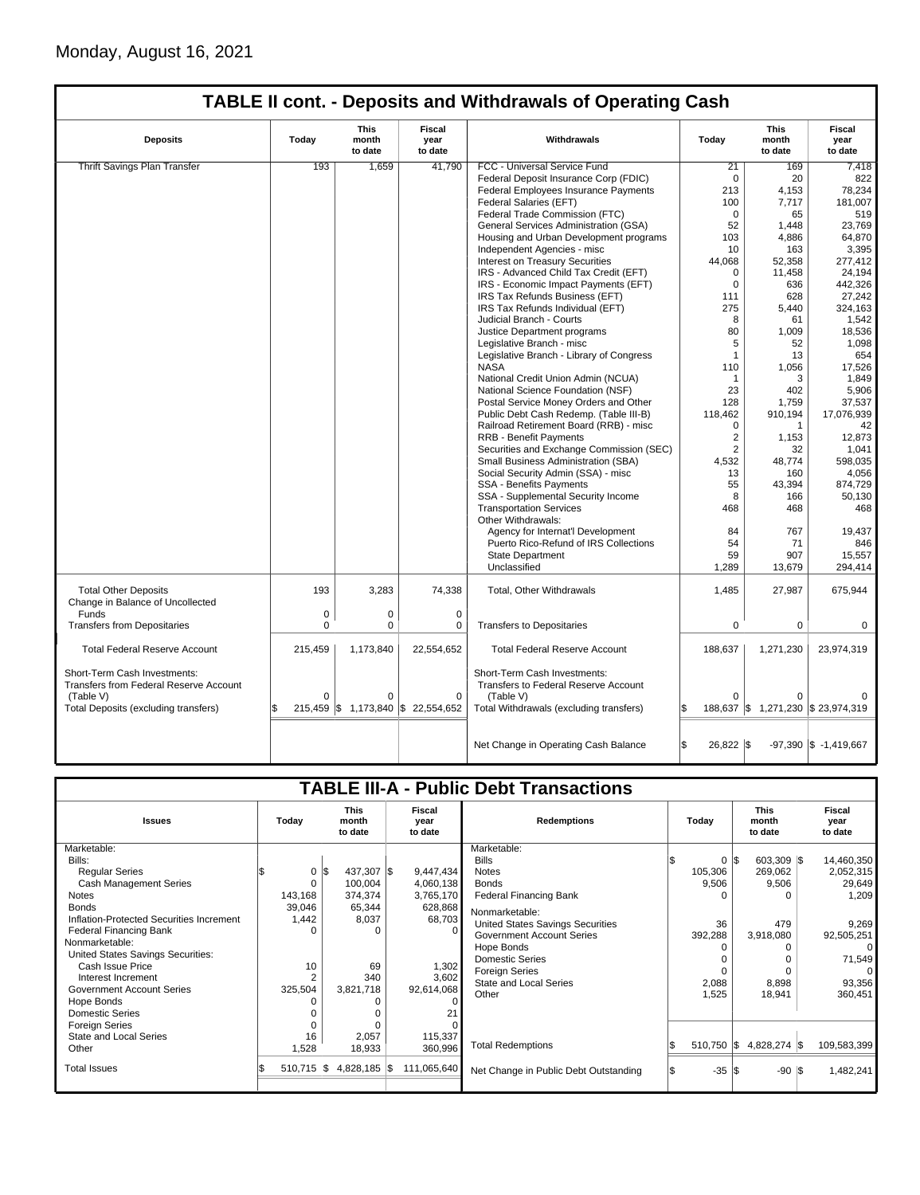Monday, August 16, 2021

## TABLE II cont. - Deposits and Withdrawals of Operating Cash

| Deposits | Today | This month to date | Fiscal year to date | Withdrawals | Today | This month to date | Fiscal year to date |
|---|---|---|---|---|---|---|---|
| Thrift Savings Plan Transfer | 193 | 1,659 | 41,790 | FCC - Universal Service Fund | 21 | 169 | 7,418 |
| | | | | Federal Deposit Insurance Corp (FDIC) | 0 | 20 | 822 |
| | | | | Federal Employees Insurance Payments | 213 | 4,153 | 78,234 |
| | | | | Federal Salaries (EFT) | 100 | 7,717 | 181,007 |
| | | | | Federal Trade Commission (FTC) | 0 | 65 | 519 |
| | | | | General Services Administration (GSA) | 52 | 1,448 | 23,769 |
| | | | | Housing and Urban Development programs | 103 | 4,886 | 64,870 |
| | | | | Independent Agencies - misc | 10 | 163 | 3,395 |
| | | | | Interest on Treasury Securities | 44,068 | 52,358 | 277,412 |
| | | | | IRS - Advanced Child Tax Credit (EFT) | 0 | 11,458 | 24,194 |
| | | | | IRS - Economic Impact Payments (EFT) | 0 | 636 | 442,326 |
| | | | | IRS Tax Refunds Business (EFT) | 111 | 628 | 27,242 |
| | | | | IRS Tax Refunds Individual (EFT) | 275 | 5,440 | 324,163 |
| | | | | Judicial Branch - Courts | 8 | 61 | 1,542 |
| | | | | Justice Department programs | 80 | 1,009 | 18,536 |
| | | | | Legislative Branch - misc | 5 | 52 | 1,098 |
| | | | | Legislative Branch - Library of Congress | 1 | 13 | 654 |
| | | | | NASA | 110 | 1,056 | 17,526 |
| | | | | National Credit Union Admin (NCUA) | 1 | 3 | 1,849 |
| | | | | National Science Foundation (NSF) | 23 | 402 | 5,906 |
| | | | | Postal Service Money Orders and Other | 128 | 1,759 | 37,537 |
| | | | | Public Debt Cash Redemp. (Table III-B) | 118,462 | 910,194 | 17,076,939 |
| | | | | Railroad Retirement Board (RRB) - misc | 0 | 1 | 42 |
| | | | | RRB - Benefit Payments | 2 | 1,153 | 12,873 |
| | | | | Securities and Exchange Commission (SEC) | 2 | 32 | 1,041 |
| | | | | Small Business Administration (SBA) | 4,532 | 48,774 | 598,035 |
| | | | | Social Security Admin (SSA) - misc | 13 | 160 | 4,056 |
| | | | | SSA - Benefits Payments | 55 | 43,394 | 874,729 |
| | | | | SSA - Supplemental Security Income | 8 | 166 | 50,130 |
| | | | | Transportation Services | 468 | 468 | 468 |
| | | | | Other Withdrawals: | | | |
| | | | | Agency for Internat'l Development | 84 | 767 | 19,437 |
| | | | | Puerto Rico-Refund of IRS Collections | 54 | 71 | 846 |
| | | | | State Department | 59 | 907 | 15,557 |
| | | | | Unclassified | 1,289 | 13,679 | 294,414 |
| Total Other Deposits | 193 | 3,283 | 74,338 | Total, Other Withdrawals | 1,485 | 27,987 | 675,944 |
| Change in Balance of Uncollected Funds | 0 | 0 | 0 | | | | |
| Transfers from Depositaries | 0 | 0 | 0 | Transfers to Depositaries | 0 | 0 | 0 |
| Total Federal Reserve Account | 215,459 | 1,173,840 | 22,554,652 | Total Federal Reserve Account | 188,637 | 1,271,230 | 23,974,319 |
| Short-Term Cash Investments: Transfers from Federal Reserve Account (Table V) | 0 | 0 | 0 | Short-Term Cash Investments: Transfers to Federal Reserve Account (Table V) | 0 | 0 | 0 |
| Total Deposits (excluding transfers) | $ 215,459 | $ 1,173,840 | $ 22,554,652 | Total Withdrawals (excluding transfers) | $ 188,637 | $ 1,271,230 | $ 23,974,319 |
| | | | | Net Change in Operating Cash Balance | $ 26,822 | $ -97,390 | $ -1,419,667 |

## TABLE III-A - Public Debt Transactions

| Issues | Today | This month to date | Fiscal year to date | Redemptions | Today | This month to date | Fiscal year to date |
|---|---|---|---|---|---|---|---|
| Marketable: | | | | Marketable: | | | |
| Bills: | | | | Bills | $ 0 | $ 603,309 | $ 14,460,350 |
| Regular Series | $ 0 | $ 437,307 | $ 9,447,434 | Notes | 105,306 | 269,062 | 2,052,315 |
| Cash Management Series | 0 | 100,004 | 4,060,138 | Bonds | 9,506 | 9,506 | 29,649 |
| Notes | 143,168 | 374,374 | 3,765,170 | Federal Financing Bank | 0 | 0 | 1,209 |
| Bonds | 39,046 | 65,344 | 628,868 | Nonmarketable: | | | |
| Inflation-Protected Securities Increment | 1,442 | 8,037 | 68,703 | United States Savings Securities | 36 | 479 | 9,269 |
| Federal Financing Bank | 0 | 0 | 0 | Government Account Series | 392,288 | 3,918,080 | 92,505,251 |
| Nonmarketable: | | | | Hope Bonds | 0 | 0 | 0 |
| United States Savings Securities: | | | | Domestic Series | 0 | 0 | 71,549 |
| Cash Issue Price | 10 | 69 | 1,302 | Foreign Series | 0 | 0 | 0 |
| Interest Increment | 2 | 340 | 3,602 | State and Local Series | 2,088 | 8,898 | 93,356 |
| Government Account Series | 325,504 | 3,821,718 | 92,614,068 | Other | 1,525 | 18,941 | 360,451 |
| Hope Bonds | 0 | 0 | 0 | | | | |
| Domestic Series | 0 | 0 | 21 | | | | |
| Foreign Series | 0 | 0 | 0 | | | | |
| State and Local Series | 16 | 2,057 | 115,337 | Total Redemptions | $ 510,750 | $ 4,828,274 | $ 109,583,399 |
| Other | 1,528 | 18,933 | 360,996 | | | | |
| Total Issues | $ 510,715 | $ 4,828,185 | $ 111,065,640 | Net Change in Public Debt Outstanding | $ -35 | $ -90 | $ 1,482,241 |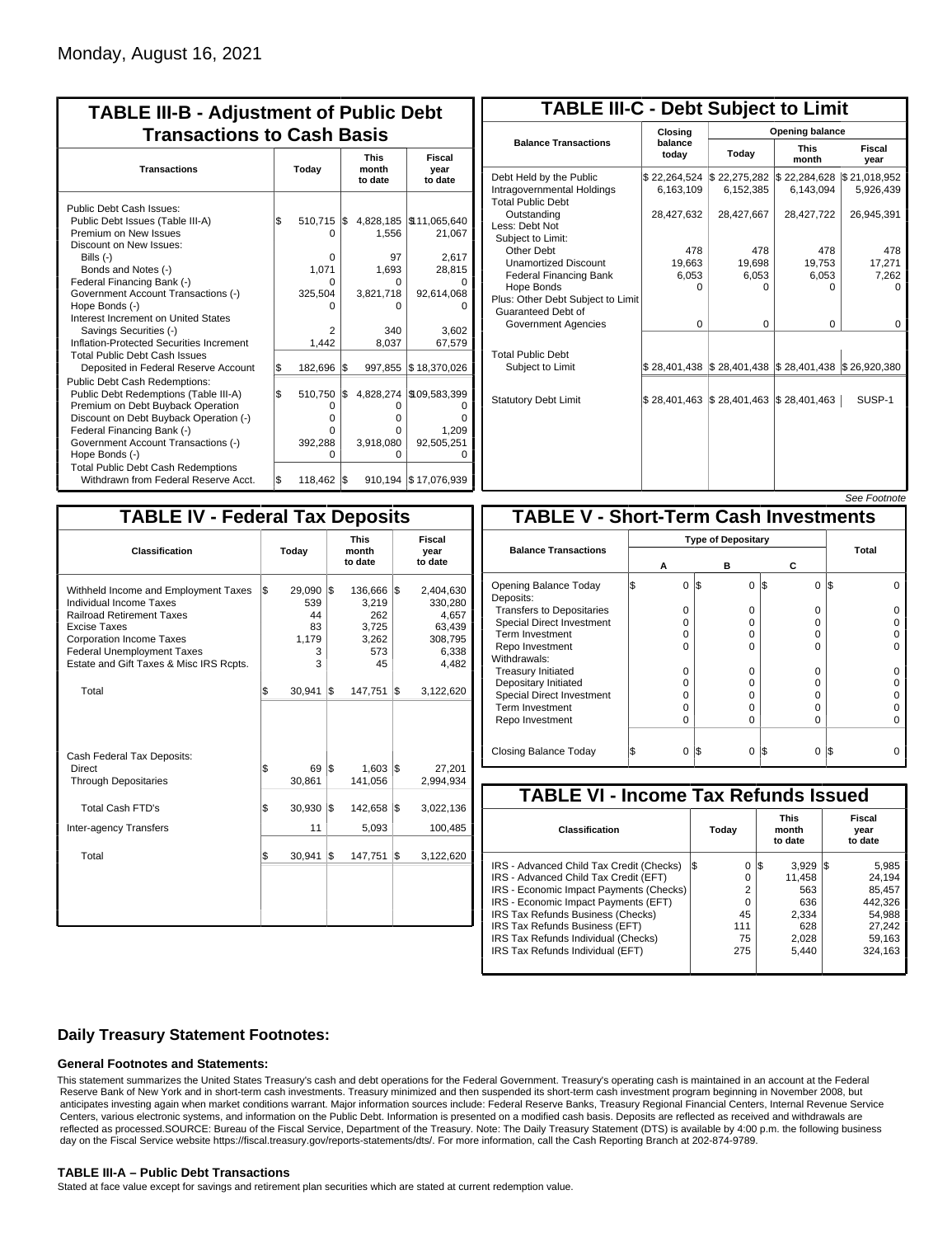Monday, August 16, 2021

## TABLE III-B - Adjustment of Public Debt Transactions to Cash Basis

| Transactions | Today | This month to date | Fiscal year to date |
|---|---|---|---|
| Public Debt Cash Issues: | | | |
| Public Debt Issues (Table III-A) | $ 510,715 | $ 4,828,185 | $11,065,640 |
| Premium on New Issues | 0 | 1,556 | 21,067 |
| Discount on New Issues: | | | |
| Bills (-) | 0 | 97 | 2,617 |
| Bonds and Notes (-) | 1,071 | 1,693 | 28,815 |
| Federal Financing Bank (-) | 0 | 0 | 0 |
| Government Account Transactions (-) | 325,504 | 3,821,718 | 92,614,068 |
| Hope Bonds (-) | 0 | 0 | 0 |
| Interest Increment on United States Savings Securities (-) | 2 | 340 | 3,602 |
| Inflation-Protected Securities Increment | 1,442 | 8,037 | 67,579 |
| Total Public Debt Cash Issues Deposited in Federal Reserve Account | $ 182,696 | $ 997,855 | $ 18,370,026 |
| Public Debt Cash Redemptions: | | | |
| Public Debt Redemptions (Table III-A) | $ 510,750 | $ 4,828,274 | $109,583,399 |
| Premium on Debt Buyback Operation | 0 | 0 | 0 |
| Discount on Debt Buyback Operation (-) | 0 | 0 | 0 |
| Federal Financing Bank (-) | 0 | 0 | 1,209 |
| Government Account Transactions (-) | 392,288 | 3,918,080 | 92,505,251 |
| Hope Bonds (-) | 0 | 0 | 0 |
| Total Public Debt Cash Redemptions Withdrawn from Federal Reserve Acct. | $ 118,462 | $ 910,194 | $ 17,076,939 |

## TABLE III-C - Debt Subject to Limit

| Balance Transactions | Closing balance today | Opening balance Today | Opening balance This month | Opening balance Fiscal year |
|---|---|---|---|---|
| Debt Held by the Public | $ 22,264,524 | $ 22,275,282 | $ 22,284,628 | $ 21,018,952 |
| Intragovernmental Holdings | 6,163,109 | 6,152,385 | 6,143,094 | 5,926,439 |
| Total Public Debt Outstanding | 28,427,632 | 28,427,667 | 28,427,722 | 26,945,391 |
| Less: Debt Not Subject to Limit: | | | | |
| Other Debt | 478 | 478 | 478 | 478 |
| Unamortized Discount | 19,663 | 19,698 | 19,753 | 17,271 |
| Federal Financing Bank | 6,053 | 6,053 | 6,053 | 7,262 |
| Hope Bonds | 0 | 0 | 0 | 0 |
| Plus: Other Debt Subject to Limit Guaranteed Debt of Government Agencies | 0 | 0 | 0 | 0 |
| Total Public Debt Subject to Limit | $ 28,401,438 | $ 28,401,438 | $ 28,401,438 | $ 26,920,380 |
| Statutory Debt Limit | $ 28,401,463 | $ 28,401,463 | $ 28,401,463 | SUSP-1 |

*See Footnote*

## TABLE IV - Federal Tax Deposits

| Classification | Today | This month to date | Fiscal year to date |
|---|---|---|---|
| Withheld Income and Employment Taxes | $ 29,090 | $ 136,666 | $ 2,404,630 |
| Individual Income Taxes | 539 | 3,219 | 330,280 |
| Railroad Retirement Taxes | 44 | 262 | 4,657 |
| Excise Taxes | 83 | 3,725 | 63,439 |
| Corporation Income Taxes | 1,179 | 3,262 | 308,795 |
| Federal Unemployment Taxes | 3 | 573 | 6,338 |
| Estate and Gift Taxes & Misc IRS Rcpts. | 3 | 45 | 4,482 |
| Total | $ 30,941 | $ 147,751 | $ 3,122,620 |
| Cash Federal Tax Deposits: | | | |
| Direct | $ 69 | $ 1,603 | $ 27,201 |
| Through Depositaries | 30,861 | 141,056 | 2,994,934 |
| Total Cash FTD's | $ 30,930 | $ 142,658 | $ 3,022,136 |
| Inter-agency Transfers | 11 | 5,093 | 100,485 |
| Total | $ 30,941 | $ 147,751 | $ 3,122,620 |

## TABLE V - Short-Term Cash Investments

| Balance Transactions | Type of Depositary A | Type of Depositary B | Type of Depositary C | Total |
|---|---|---|---|---|
| Opening Balance Today | $ 0 | $ 0 | $ 0 | $ 0 |
| Deposits: | | | | |
| Transfers to Depositaries | 0 | 0 | 0 | 0 |
| Special Direct Investment | 0 | 0 | 0 | 0 |
| Term Investment | 0 | 0 | 0 | 0 |
| Repo Investment | 0 | 0 | 0 | 0 |
| Withdrawals: | | | | |
| Treasury Initiated | 0 | 0 | 0 | 0 |
| Depositary Initiated | 0 | 0 | 0 | 0 |
| Special Direct Investment | 0 | 0 | 0 | 0 |
| Term Investment | 0 | 0 | 0 | 0 |
| Repo Investment | 0 | 0 | 0 | 0 |
| Closing Balance Today | $ 0 | $ 0 | $ 0 | $ 0 |

## TABLE VI - Income Tax Refunds Issued

| Classification | Today | This month to date | Fiscal year to date |
|---|---|---|---|
| IRS - Advanced Child Tax Credit (Checks) | $ 0 | $ 3,929 | $ 5,985 |
| IRS - Advanced Child Tax Credit (EFT) | 0 | 11,458 | 24,194 |
| IRS - Economic Impact Payments (Checks) | 2 | 563 | 85,457 |
| IRS - Economic Impact Payments (EFT) | 0 | 636 | 442,326 |
| IRS Tax Refunds Business (Checks) | 45 | 2,334 | 54,988 |
| IRS Tax Refunds Business (EFT) | 111 | 628 | 27,242 |
| IRS Tax Refunds Individual (Checks) | 75 | 2,028 | 59,163 |
| IRS Tax Refunds Individual (EFT) | 275 | 5,440 | 324,163 |

### Daily Treasury Statement Footnotes:

#### General Footnotes and Statements:

This statement summarizes the United States Treasury's cash and debt operations for the Federal Government. Treasury's operating cash is maintained in an account at the Federal Reserve Bank of New York and in short-term cash investments. Treasury minimized and then suspended its short-term cash investment program beginning in November 2008, but anticipates investing again when market conditions warrant. Major information sources include: Federal Reserve Banks, Treasury Regional Financial Centers, Internal Revenue Service Centers, various electronic systems, and information on the Public Debt. Information is presented on a modified cash basis. Deposits are reflected as received and withdrawals are reflected as processed.SOURCE: Bureau of the Fiscal Service, Department of the Treasury. Note: The Daily Treasury Statement (DTS) is available by 4:00 p.m. the following business day on the Fiscal Service website https://fiscal.treasury.gov/reports-statements/dts/. For more information, call the Cash Reporting Branch at 202-874-9789.

#### TABLE III-A – Public Debt Transactions

Stated at face value except for savings and retirement plan securities which are stated at current redemption value.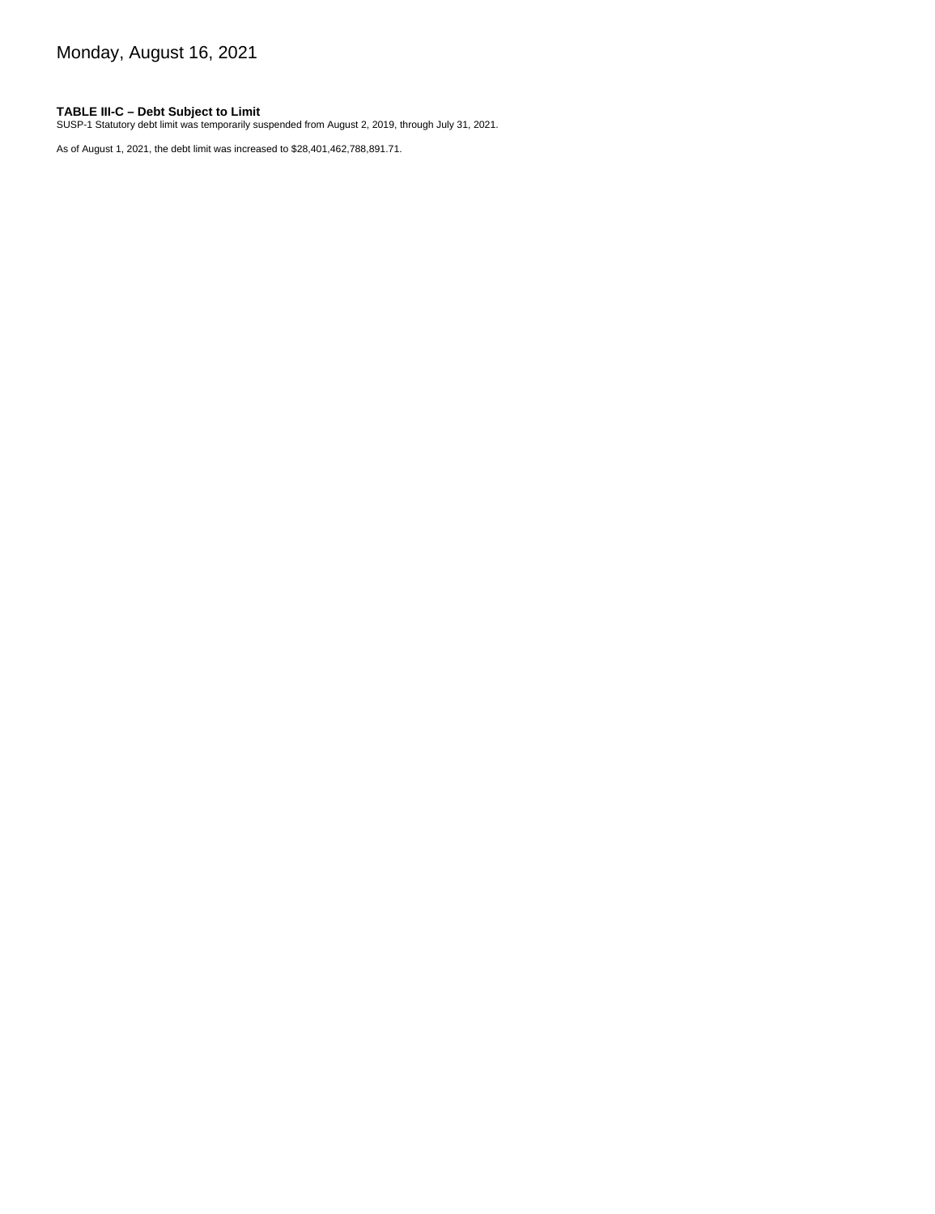Monday, August 16, 2021

**TABLE III-C – Debt Subject to Limit**

SUSP-1 Statutory debt limit was temporarily suspended from August 2, 2019, through July 31, 2021.

As of August 1, 2021, the debt limit was increased to $28,401,462,788,891.71.